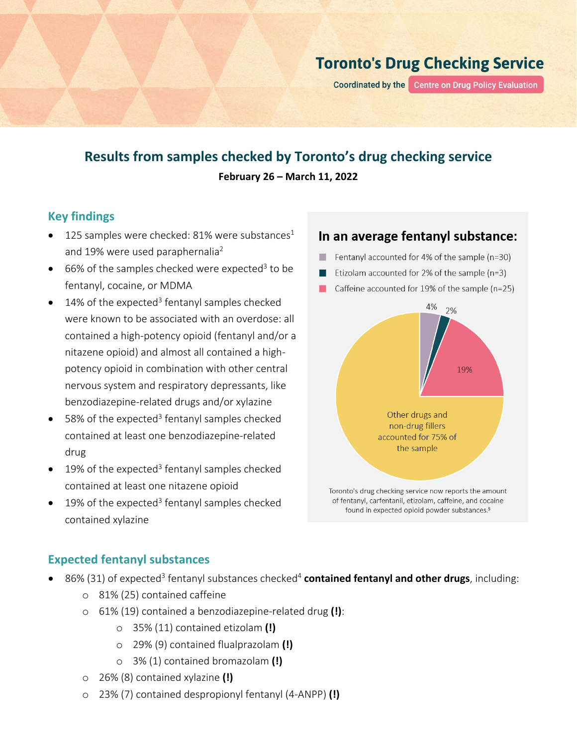# Toronto's Drug Checking Service

Coordinated by the Centre on Drug Policy Evaluation

## Results from samples checked by Toronto's drug checking service

**February 26 – March 11, 2022**

### Key findings

- 125 samples were checked: 81% were substances[1] and 19% were used paraphernalia[2]
- 66% of the samples checked were expected[3] to be fentanyl, cocaine, or MDMA
- 14% of the expected[3] fentanyl samples checked were known to be associated with an overdose: all contained a high-potency opioid (fentanyl and/or a nitazene opioid) and almost all contained a high-potency opioid in combination with other central nervous system and respiratory depressants, like benzodiazepine-related drugs and/or xylazine
- 58% of the expected[3] fentanyl samples checked contained at least one benzodiazepine-related drug
- 19% of the expected[3] fentanyl samples checked contained at least one nitazene opioid
- 19% of the expected[3] fentanyl samples checked contained xylazine

### In an average fentanyl substance:

- Fentanyl accounted for 4% of the sample (n=30)
- Etizolam accounted for 2% of the sample (n=3)
- Caffeine accounted for 19% of the sample (n=25)

4%

2%

19%

Other drugs and non-drug fillers accounted for 75% of the sample

Toronto's drug checking service now reports the amount of fentanyl, carfentanil, etizolam, caffeine, and cocaine found in expected opioid powder substances.[5]

### Expected fentanyl substances

- 86% (31) of expected[3] fentanyl substances checked[4] **contained fentanyl and other drugs**, including:
  - 81% (25) contained caffeine
  - 61% (19) contained a benzodiazepine-related drug **(!)**:
    - 35% (11) contained etizolam **(!)**
    - 29% (9) contained flualprazolam **(!)**
    - 3% (1) contained bromazolam **(!)**
  - 26% (8) contained xylazine **(!)**
  - 23% (7) contained despropionyl fentanyl (4-ANPP) **(!)**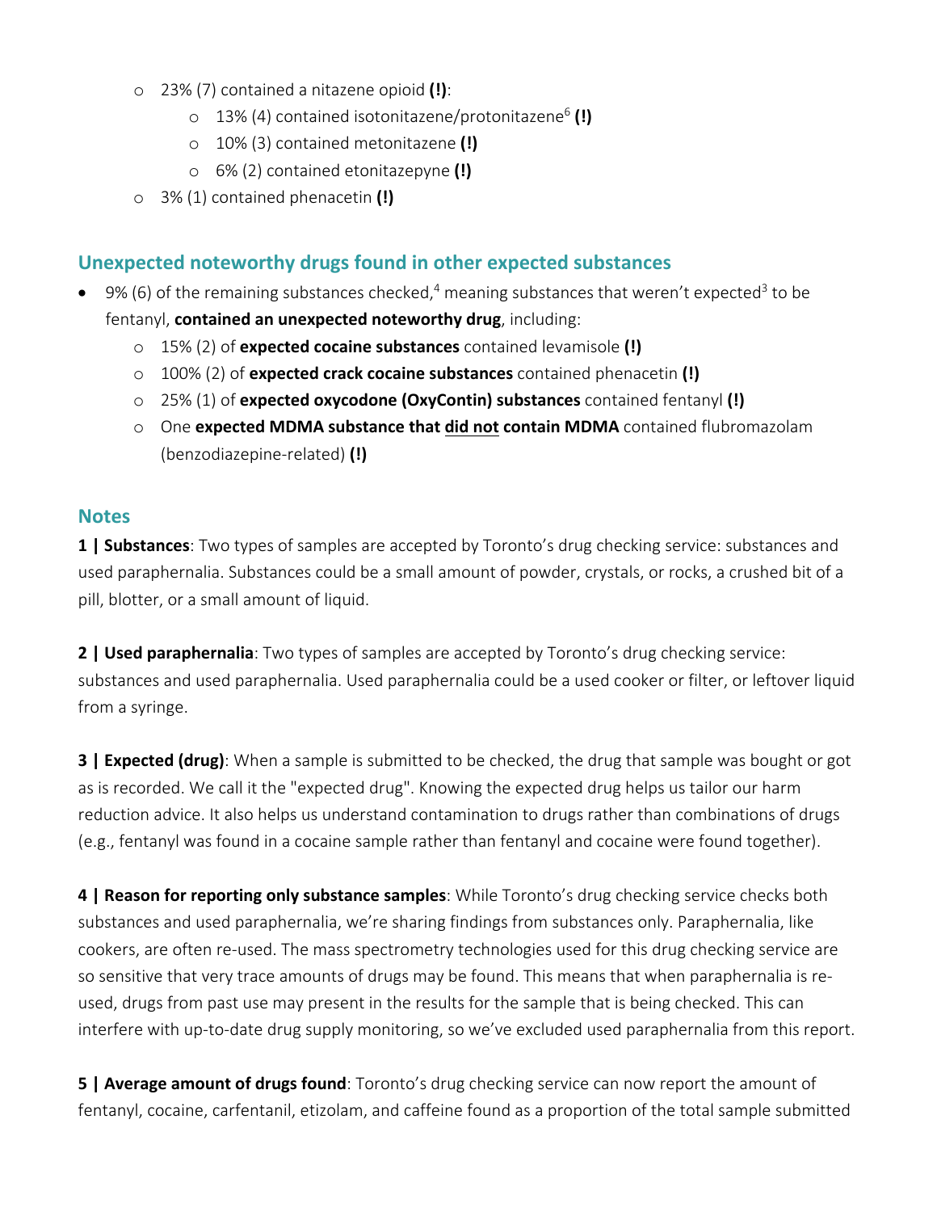- 23% (7) contained a nitazene opioid **(!)**:
    - 13% (4) contained isotonitazene/protonitazene[6] **(!)**
    - 10% (3) contained metonitazene **(!)**
    - 6% (2) contained etonitazepyne **(!)**
  - 3% (1) contained phenacetin **(!)**

## Unexpected noteworthy drugs found in other expected substances

- 9% (6) of the remaining substances checked,[4] meaning substances that weren't expected[3] to be fentanyl, **contained an unexpected noteworthy drug**, including:
  - 15% (2) of **expected cocaine substances** contained levamisole **(!)**
  - 100% (2) of **expected crack cocaine substances** contained phenacetin **(!)**
  - 25% (1) of **expected oxycodone (OxyContin) substances** contained fentanyl **(!)**
  - One **expected MDMA substance that did not contain MDMA** contained flubromazolam (benzodiazepine-related) **(!)**

## Notes

**1 | Substances**: Two types of samples are accepted by Toronto's drug checking service: substances and used paraphernalia. Substances could be a small amount of powder, crystals, or rocks, a crushed bit of a pill, blotter, or a small amount of liquid.

**2 | Used paraphernalia**: Two types of samples are accepted by Toronto's drug checking service: substances and used paraphernalia. Used paraphernalia could be a used cooker or filter, or leftover liquid from a syringe.

**3 | Expected (drug)**: When a sample is submitted to be checked, the drug that sample was bought or got as is recorded. We call it the "expected drug". Knowing the expected drug helps us tailor our harm reduction advice. It also helps us understand contamination to drugs rather than combinations of drugs (e.g., fentanyl was found in a cocaine sample rather than fentanyl and cocaine were found together).

**4 | Reason for reporting only substance samples**: While Toronto's drug checking service checks both substances and used paraphernalia, we're sharing findings from substances only. Paraphernalia, like cookers, are often re-used. The mass spectrometry technologies used for this drug checking service are so sensitive that very trace amounts of drugs may be found. This means that when paraphernalia is re-used, drugs from past use may present in the results for the sample that is being checked. This can interfere with up-to-date drug supply monitoring, so we've excluded used paraphernalia from this report.

**5 | Average amount of drugs found**: Toronto's drug checking service can now report the amount of fentanyl, cocaine, carfentanil, etizolam, and caffeine found as a proportion of the total sample submitted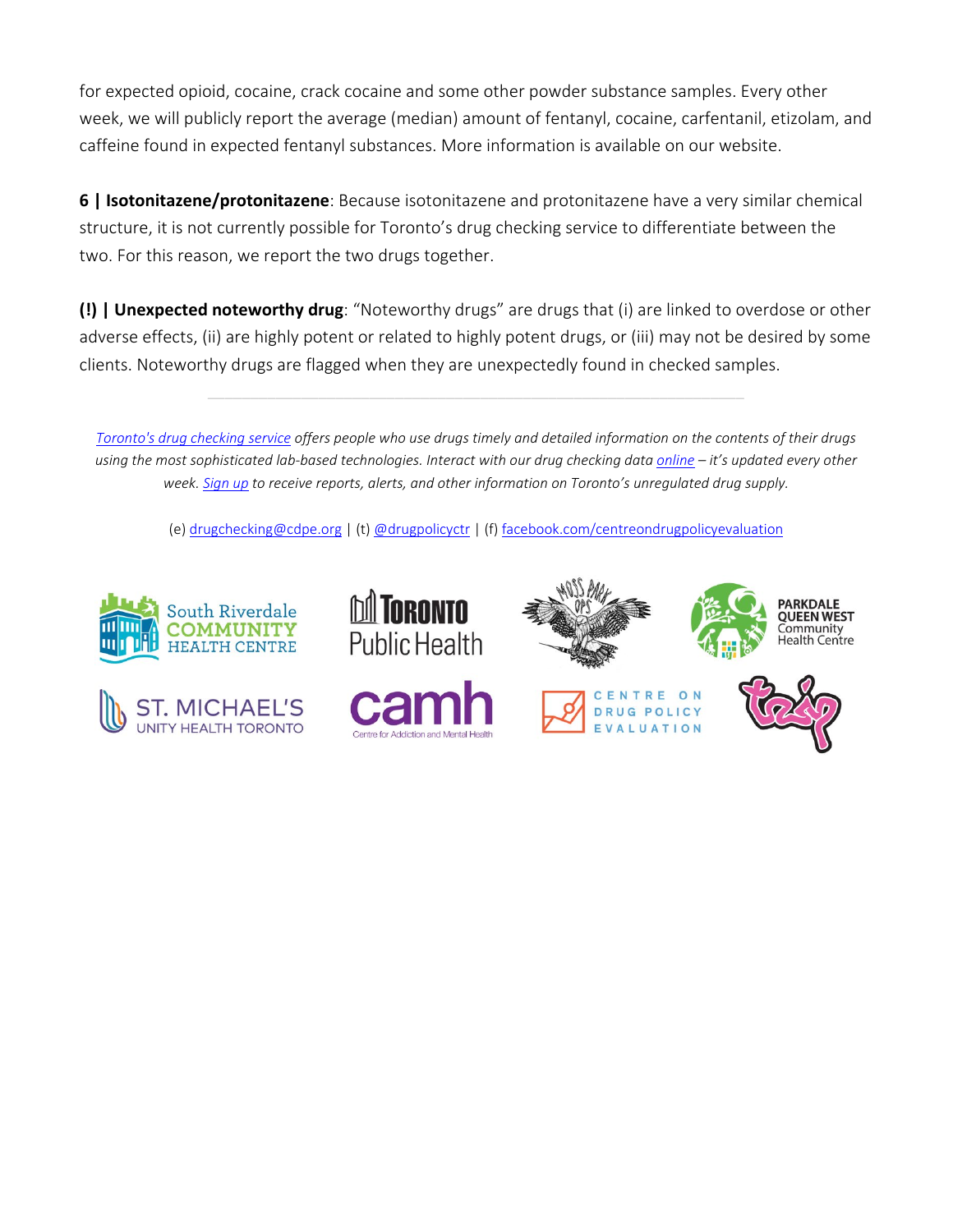for expected opioid, cocaine, crack cocaine and some other powder substance samples. Every other week, we will publicly report the average (median) amount of fentanyl, cocaine, carfentanil, etizolam, and caffeine found in expected fentanyl substances. More information is available on our website.

**6 | Isotonitazene/protonitazene**: Because isotonitazene and protonitazene have a very similar chemical structure, it is not currently possible for Toronto's drug checking service to differentiate between the two. For this reason, we report the two drugs together.

**(!) | Unexpected noteworthy drug**: "Noteworthy drugs" are drugs that (i) are linked to overdose or other adverse effects, (ii) are highly potent or related to highly potent drugs, or (iii) may not be desired by some clients. Noteworthy drugs are flagged when they are unexpectedly found in checked samples.

---

*Toronto's drug checking service offers people who use drugs timely and detailed information on the contents of their drugs using the most sophisticated lab-based technologies. Interact with our drug checking data online – it's updated every other week. Sign up to receive reports, alerts, and other information on Toronto's unregulated drug supply.*

(e) drugchecking@cdpe.org | (t) @drugpolicyctr | (f) facebook.com/centreondrugpolicyevaluation

South Riverdale Community Health Centre | Toronto Public Health | Moss Park OPS | Parkdale Queen West Community Health Centre

St. Michael's Unity Health Toronto | camh Centre for Addiction and Mental Health | Centre on Drug Policy Evaluation | tdp